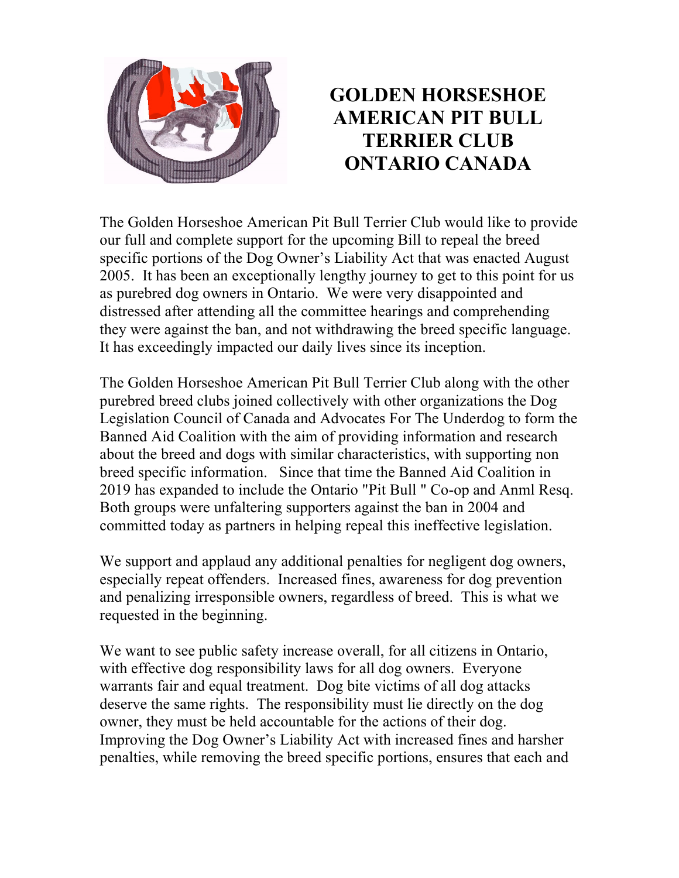# GOLDEN HORSESHOE AMERICAN PIT BULL TERRIER CLUB ONTARIO CANADA

The Golden Horseshoe American Pit Bull Terrier Club would like to provide our full and complete support for the upcoming Bill to repeal the breed specific portions of the Dog Owner's Liability Act that was enacted August 2005. It has been an exceptionally lengthy journey to get to this point for us as purebred dog owners in Ontario. We were very disappointed and distressed after attending all the committee hearings and comprehending they were against the ban, and not withdrawing the breed specific language. It has exceedingly impacted our daily lives since its inception.

The Golden Horseshoe American Pit Bull Terrier Club along with the other purebred breed clubs joined collectively with other organizations the Dog Legislation Council of Canada and Advocates For The Underdog to form the Banned Aid Coalition with the aim of providing information and research about the breed and dogs with similar characteristics, with supporting non breed specific information. Since that time the Banned Aid Coalition in 2019 has expanded to include the Ontario "Pit Bull " Co-op and Anml Resq. Both groups were unfaltering supporters against the ban in 2004 and committed today as partners in helping repeal this ineffective legislation.

We support and applaud any additional penalties for negligent dog owners, especially repeat offenders. Increased fines, awareness for dog prevention and penalizing irresponsible owners, regardless of breed. This is what we requested in the beginning.

We want to see public safety increase overall, for all citizens in Ontario, with effective dog responsibility laws for all dog owners. Everyone warrants fair and equal treatment. Dog bite victims of all dog attacks deserve the same rights. The responsibility must lie directly on the dog owner, they must be held accountable for the actions of their dog. Improving the Dog Owner's Liability Act with increased fines and harsher penalties, while removing the breed specific portions, ensures that each and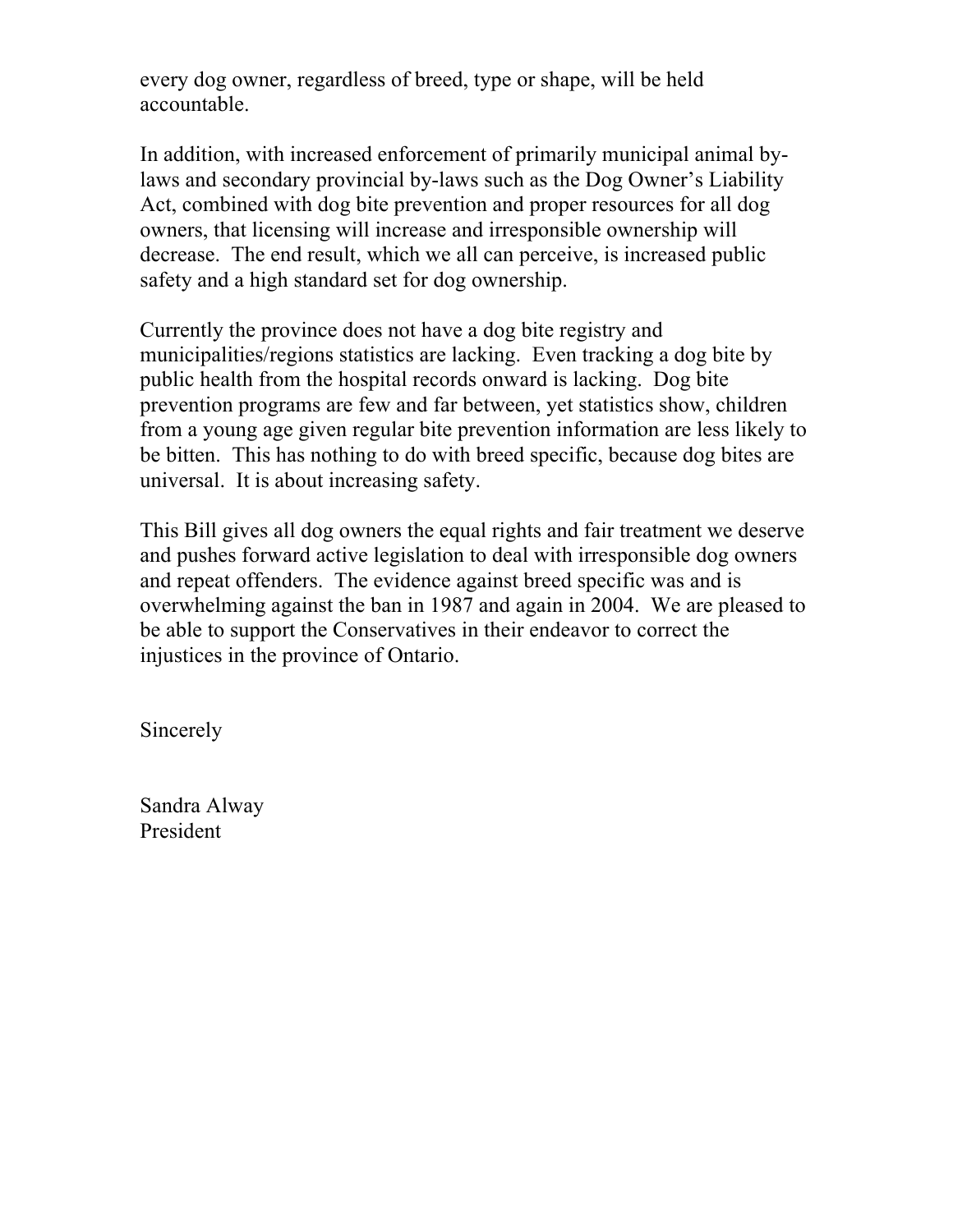every dog owner, regardless of breed, type or shape, will be held accountable.

In addition, with increased enforcement of primarily municipal animal by-laws and secondary provincial by-laws such as the Dog Owner's Liability Act, combined with dog bite prevention and proper resources for all dog owners, that licensing will increase and irresponsible ownership will decrease. The end result, which we all can perceive, is increased public safety and a high standard set for dog ownership.

Currently the province does not have a dog bite registry and municipalities/regions statistics are lacking. Even tracking a dog bite by public health from the hospital records onward is lacking. Dog bite prevention programs are few and far between, yet statistics show, children from a young age given regular bite prevention information are less likely to be bitten. This has nothing to do with breed specific, because dog bites are universal. It is about increasing safety.

This Bill gives all dog owners the equal rights and fair treatment we deserve and pushes forward active legislation to deal with irresponsible dog owners and repeat offenders. The evidence against breed specific was and is overwhelming against the ban in 1987 and again in 2004. We are pleased to be able to support the Conservatives in their endeavor to correct the injustices in the province of Ontario.

Sincerely

Sandra Alway
President